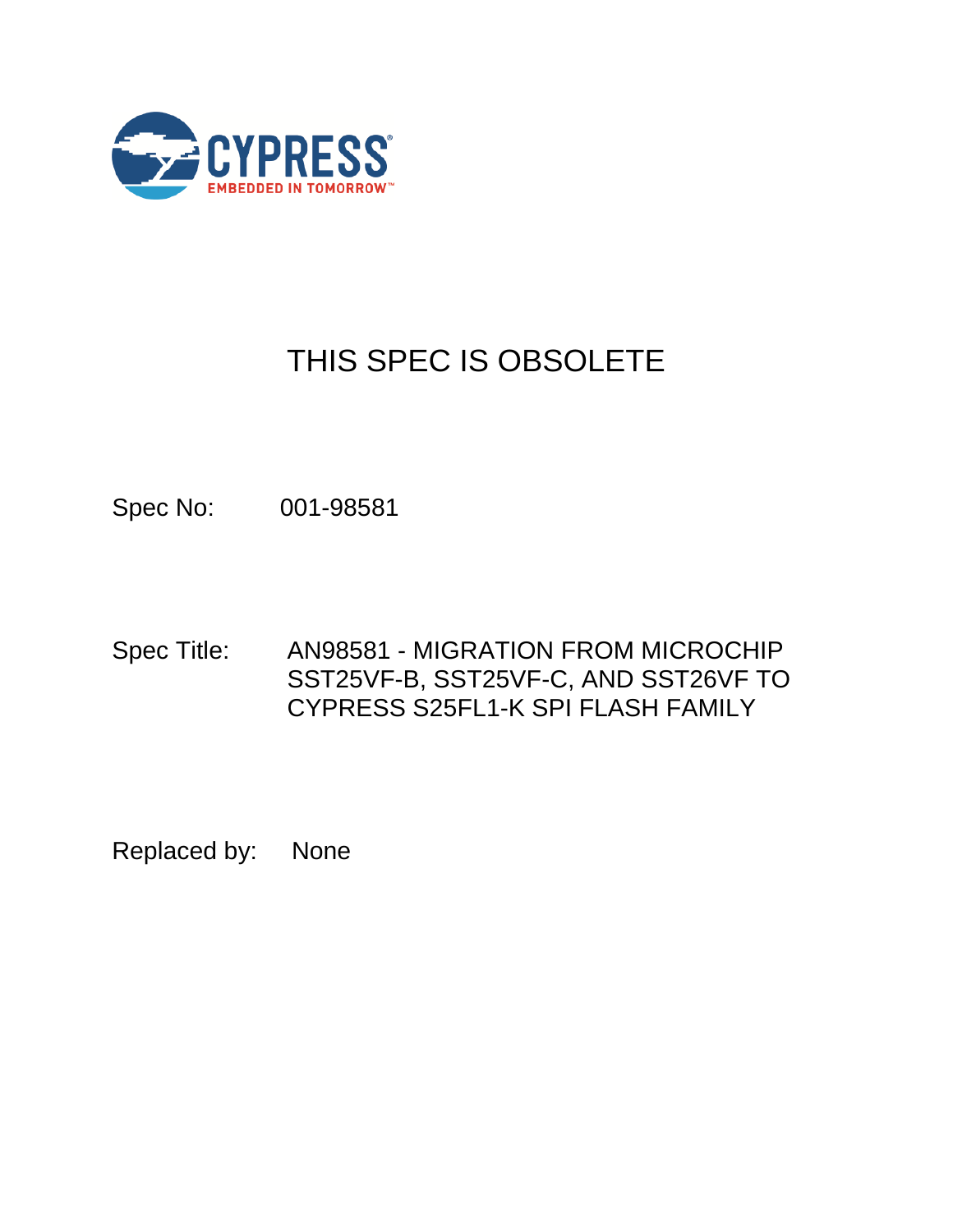# THIS SPEC IS OBSOLETE

Spec No: 001-98581

Spec Title: AN98581 - MIGRATION FROM MICROCHIP SST25VF-B, SST25VF-C, AND SST26VF TO CYPRESS S25FL1-K SPI FLASH FAMILY

Replaced by: None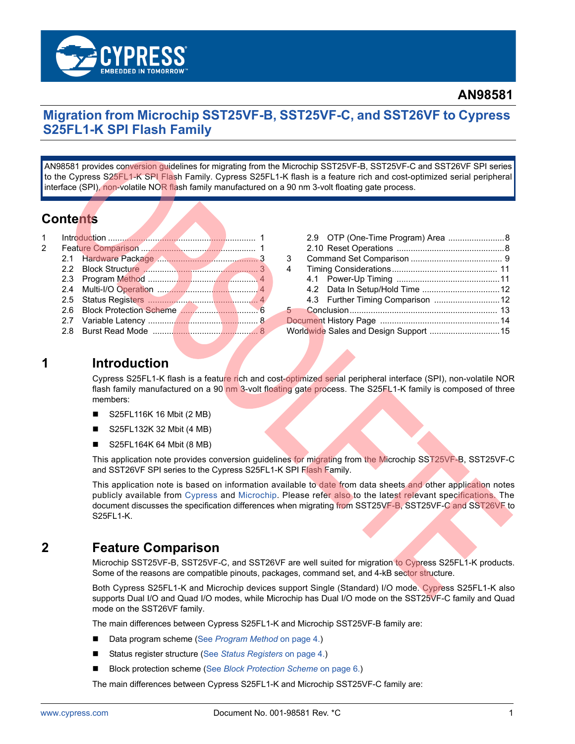# AN98581

# Migration from Microchip SST25VF-B, SST25VF-C, and SST26VF to Cypress S25FL1-K SPI Flash Family

AN98581 provides conversion guidelines for migrating from the Microchip SST25VF-B, SST25VF-C and SST26VF SPI series to the Cypress S25FL1-K SPI Flash Family. Cypress S25FL1-K flash is a feature rich and cost-optimized serial peripheral interface (SPI), non-volatile NOR flash family manufactured on a 90 nm 3-volt floating gate process.

## Contents

1 Introduction ........ 1
2 Feature Comparison ........ 1
 2.1 Hardware Package ........ 3
 2.2 Block Structure ........ 3
 2.3 Program Method ........ 4
 2.4 Multi-I/O Operation ........ 4
 2.5 Status Registers ........ 4
 2.6 Block Protection Scheme ........ 6
 2.7 Variable Latency ........ 8
 2.8 Burst Read Mode ........ 8
 2.9 OTP (One-Time Program) Area ........ 8
 2.10 Reset Operations ........ 8
3 Command Set Comparison ........ 9
4 Timing Considerations ........ 11
 4.1 Power-Up Timing ........ 11
 4.2 Data In Setup/Hold Time ........ 12
 4.3 Further Timing Comparison ........ 12
5 Conclusion ........ 13
Document History Page ........ 14
Worldwide Sales and Design Support ........ 15

## 1 Introduction

Cypress S25FL1-K flash is a feature rich and cost-optimized serial peripheral interface (SPI), non-volatile NOR flash family manufactured on a 90 nm 3-volt floating gate process. The S25FL1-K family is composed of three members:

- S25FL116K 16 Mbit (2 MB)
- S25FL132K 32 Mbit (4 MB)
- S25FL164K 64 Mbit (8 MB)

This application note provides conversion guidelines for migrating from the Microchip SST25VF-B, SST25VF-C and SST26VF SPI series to the Cypress S25FL1-K SPI Flash Family.

This application note is based on information available to date from data sheets and other application notes publicly available from Cypress and Microchip. Please refer also to the latest relevant specifications. The document discusses the specification differences when migrating from SST25VF-B, SST25VF-C and SST26VF to S25FL1-K.

## 2 Feature Comparison

Microchip SST25VF-B, SST25VF-C, and SST26VF are well suited for migration to Cypress S25FL1-K products. Some of the reasons are compatible pinouts, packages, command set, and 4-kB sector structure.

Both Cypress S25FL1-K and Microchip devices support Single (Standard) I/O mode. Cypress S25FL1-K also supports Dual I/O and Quad I/O modes, while Microchip has Dual I/O mode on the SST25VF-C family and Quad mode on the SST26VF family.

The main differences between Cypress S25FL1-K and Microchip SST25VF-B family are:

- Data program scheme (See *Program Method* on page 4.)
- Status register structure (See *Status Registers* on page 4.)
- Block protection scheme (See *Block Protection Scheme* on page 6.)

The main differences between Cypress S25FL1-K and Microchip SST25VF-C family are: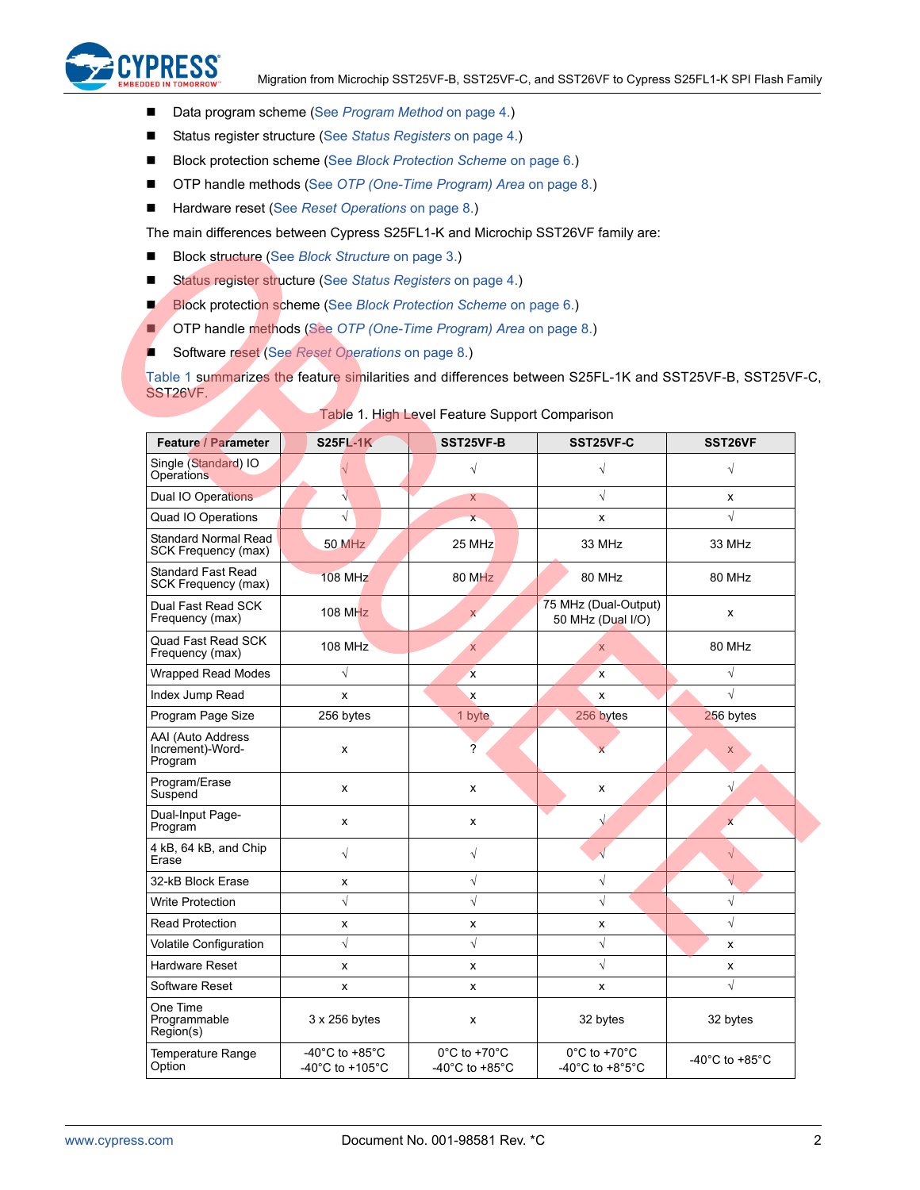- Data program scheme (See *Program Method* on page 4.)
- Status register structure (See *Status Registers* on page 4.)
- Block protection scheme (See *Block Protection Scheme* on page 6.)
- OTP handle methods (See *OTP (One-Time Program) Area* on page 8.)
- Hardware reset (See *Reset Operations* on page 8.)

The main differences between Cypress S25FL1-K and Microchip SST26VF family are:

- Block structure (See *Block Structure* on page 3.)
- Status register structure (See *Status Registers* on page 4.)
- Block protection scheme (See *Block Protection Scheme* on page 6.)
- OTP handle methods (See *OTP (One-Time Program) Area* on page 8.)
- Software reset (See *Reset Operations* on page 8.)

Table 1 summarizes the feature similarities and differences between S25FL-1K and SST25VF-B, SST25VF-C, SST26VF.

Table 1. High Level Feature Support Comparison

| Feature / Parameter | S25FL-1K | SST25VF-B | SST25VF-C | SST26VF |
|---|---|---|---|---|
| Single (Standard) IO Operations | √ | √ | √ | √ |
| Dual IO Operations | √ | x | √ | x |
| Quad IO Operations | √ | x | x | √ |
| Standard Normal Read SCK Frequency (max) | 50 MHz | 25 MHz | 33 MHz | 33 MHz |
| Standard Fast Read SCK Frequency (max) | 108 MHz | 80 MHz | 80 MHz | 80 MHz |
| Dual Fast Read SCK Frequency (max) | 108 MHz | x | 75 MHz (Dual-Output)<br>50 MHz (Dual I/O) | x |
| Quad Fast Read SCK Frequency (max) | 108 MHz | x | x | 80 MHz |
| Wrapped Read Modes | √ | x | x | √ |
| Index Jump Read | x | x | x | √ |
| Program Page Size | 256 bytes | 1 byte | 256 bytes | 256 bytes |
| AAI (Auto Address Increment)-Word-Program | x | ? | x | x |
| Program/Erase Suspend | x | x | x | √ |
| Dual-Input Page-Program | x | x | √ | x |
| 4 kB, 64 kB, and Chip Erase | √ | √ | √ | √ |
| 32-kB Block Erase | x | √ | √ | √ |
| Write Protection | √ | √ | √ | √ |
| Read Protection | x | x | x | √ |
| Volatile Configuration | √ | √ | √ | x |
| Hardware Reset | x | x | √ | x |
| Software Reset | x | x | x | √ |
| One Time Programmable Region(s) | 3 x 256 bytes | x | 32 bytes | 32 bytes |
| Temperature Range Option | -40°C to +85°C<br>-40°C to +105°C | 0°C to +70°C<br>-40°C to +85°C | 0°C to +70°C<br>-40°C to +8°5°C | -40°C to +85°C |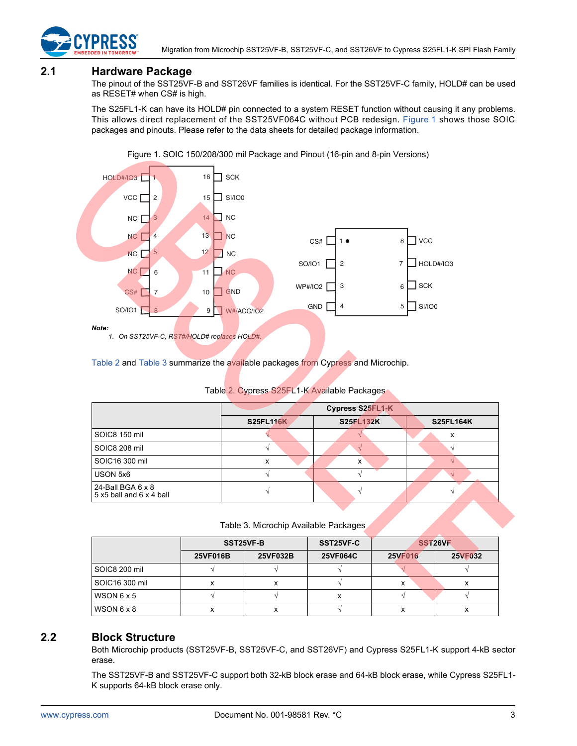## 2.1 Hardware Package

The pinout of the SST25VF-B and SST26VF families is identical. For the SST25VF-C family, HOLD# can be used as RESET# when CS# is high.

The S25FL1-K can have its HOLD# pin connected to a system RESET function without causing it any problems. This allows direct replacement of the SST25VF064C without PCB redesign. Figure 1 shows those SOIC packages and pinouts. Please refer to the data sheets for detailed package information.

Figure 1. SOIC 150/208/300 mil Package and Pinout (16-pin and 8-pin Versions)

| Pin | 16-pin | Pin | 16-pin |
|---|---|---|---|
| 1 | HOLD#/IO3 | 16 | SCK |
| 2 | VCC | 15 | SI/IO0 |
| 3 | NC | 14 | NC |
| 4 | NC | 13 | NC |
| 5 | NC | 12 | NC |
| 6 | NC | 11 | NC |
| 7 | CS# | 10 | GND |
| 8 | SO/IO1 | 9 | W#/ACC/IO2 |

| Pin | 8-pin | Pin | 8-pin |
|---|---|---|---|
| 1 | CS# | 8 | VCC |
| 2 | SO/IO1 | 7 | HOLD#/IO3 |
| 3 | WP#/IO2 | 6 | SCK |
| 4 | GND | 5 | SI/IO0 |

***Note:***

1. *On SST25VF-C, RST#/HOLD# replaces HOLD#.*

Table 2 and Table 3 summarize the available packages from Cypress and Microchip.

Table 2. Cypress S25FL1-K Available Packages

| | Cypress S25FL1-K | | |
|---|---|---|---|
| | S25FL116K | S25FL132K | S25FL164K |
| SOIC8 150 mil | √ | √ | x |
| SOIC8 208 mil | √ | √ | √ |
| SOIC16 300 mil | x | x | √ |
| USON 5x6 | √ | √ | √ |
| 24-Ball BGA 6 x 8 5 x5 ball and 6 x 4 ball | √ | √ | √ |

Table 3. Microchip Available Packages

| | SST25VF-B | | SST25VF-C | SST26VF | |
|---|---|---|---|---|---|
| | 25VF016B | 25VF032B | 25VF064C | 25VF016 | 25VF032 |
| SOIC8 200 mil | √ | √ | √ | √ | √ |
| SOIC16 300 mil | x | x | √ | x | x |
| WSON 6 x 5 | √ | √ | x | √ | √ |
| WSON 6 x 8 | x | x | √ | x | x |

## 2.2 Block Structure

Both Microchip products (SST25VF-B, SST25VF-C, and SST26VF) and Cypress S25FL1-K support 4-kB sector erase.

The SST25VF-B and SST25VF-C support both 32-kB block erase and 64-kB block erase, while Cypress S25FL1-K supports 64-kB block erase only.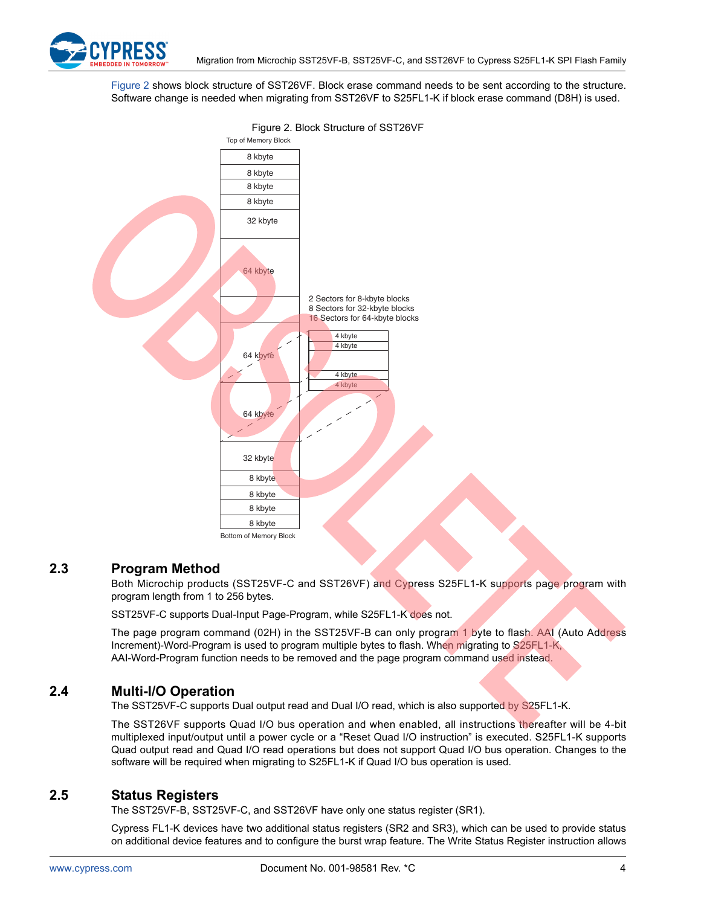Figure 2 shows block structure of SST26VF. Block erase command needs to be sent according to the structure. Software change is needed when migrating from SST26VF to S25FL1-K if block erase command (D8H) is used.

Figure 2. Block Structure of SST26VF

Top of Memory Block

| |
|---|
| 8 kbyte |
| 8 kbyte |
| 8 kbyte |
| 8 kbyte |
| 32 kbyte |
| 64 kbyte |
| ... |
| 64 kbyte |
| 64 kbyte |
| 32 kbyte |
| 8 kbyte |
| 8 kbyte |
| 8 kbyte |
| 8 kbyte |

Bottom of Memory Block

2 Sectors for 8-kbyte blocks
8 Sectors for 32-kbyte blocks
16 Sectors for 64-kbyte blocks

| |
|---|
| 4 kbyte |
| 4 kbyte |
| ... |
| 4 kbyte |
| 4 kbyte |

## 2.3 Program Method

Both Microchip products (SST25VF-C and SST26VF) and Cypress S25FL1-K supports page program with program length from 1 to 256 bytes.

SST25VF-C supports Dual-Input Page-Program, while S25FL1-K does not.

The page program command (02H) in the SST25VF-B can only program 1 byte to flash. AAI (Auto Address Increment)-Word-Program is used to program multiple bytes to flash. When migrating to S25FL1-K, AAI-Word-Program function needs to be removed and the page program command used instead.

## 2.4 Multi-I/O Operation

The SST25VF-C supports Dual output read and Dual I/O read, which is also supported by S25FL1-K.

The SST26VF supports Quad I/O bus operation and when enabled, all instructions thereafter will be 4-bit multiplexed input/output until a power cycle or a "Reset Quad I/O instruction" is executed. S25FL1-K supports Quad output read and Quad I/O read operations but does not support Quad I/O bus operation. Changes to the software will be required when migrating to S25FL1-K if Quad I/O bus operation is used.

## 2.5 Status Registers

The SST25VF-B, SST25VF-C, and SST26VF have only one status register (SR1).

Cypress FL1-K devices have two additional status registers (SR2 and SR3), which can be used to provide status on additional device features and to configure the burst wrap feature. The Write Status Register instruction allows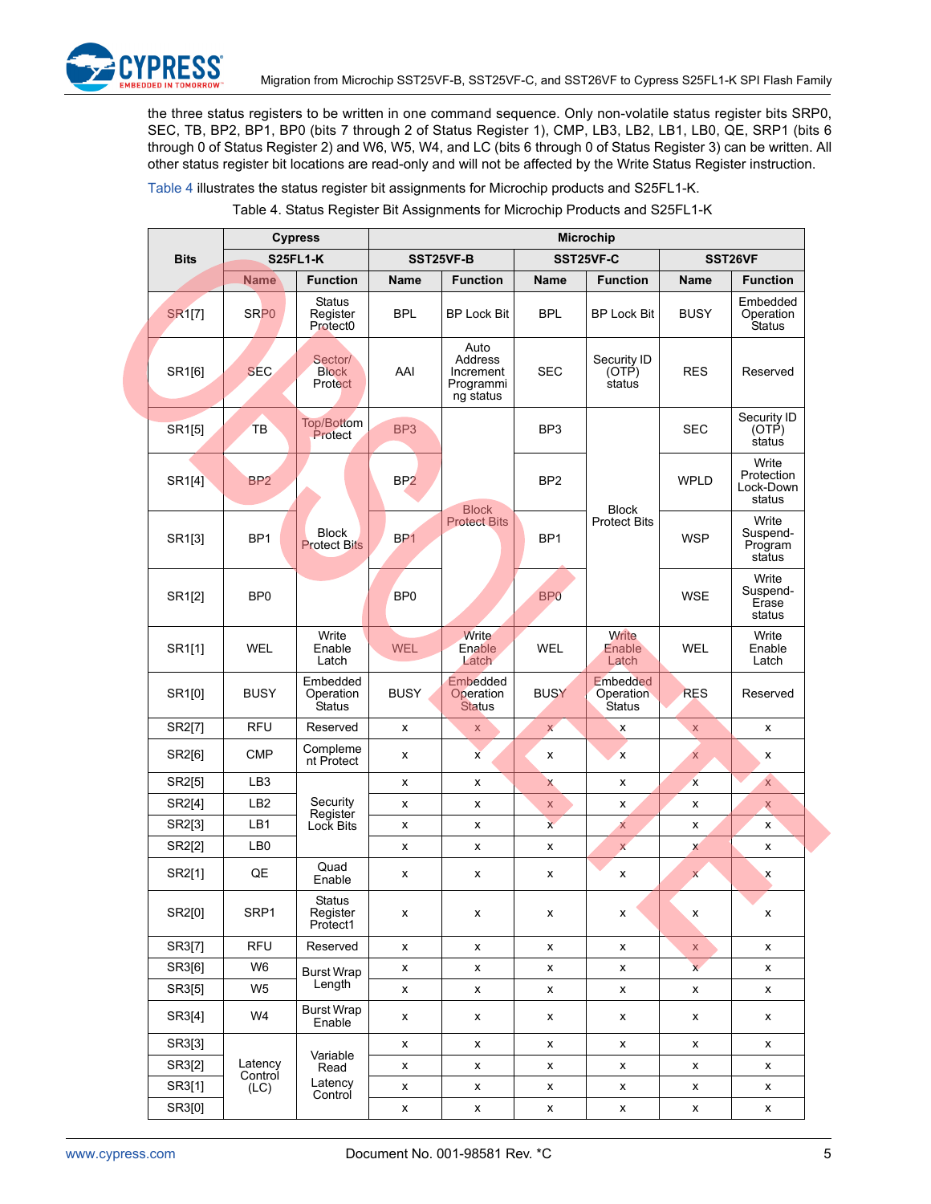the three status registers to be written in one command sequence. Only non-volatile status register bits SRP0, SEC, TB, BP2, BP1, BP0 (bits 7 through 2 of Status Register 1), CMP, LB3, LB2, LB1, LB0, QE, SRP1 (bits 6 through 0 of Status Register 2) and W6, W5, W4, and LC (bits 6 through 0 of Status Register 3) can be written. All other status register bit locations are read-only and will not be affected by the Write Status Register instruction.

Table 4 illustrates the status register bit assignments for Microchip products and S25FL1-K.

Table 4. Status Register Bit Assignments for Microchip Products and S25FL1-K

| Bits | Cypress | | Microchip | | | | | |
|---|---|---|---|---|---|---|---|---|
| | S25FL1-K | | SST25VF-B | | SST25VF-C | | SST26VF | |
| | Name | Function | Name | Function | Name | Function | Name | Function |
| SR1[7] | SRP0 | Status Register Protect0 | BPL | BP Lock Bit | BPL | BP Lock Bit | BUSY | Embedded Operation Status |
| SR1[6] | SEC | Sector/ Block Protect | AAI | Auto Address Increment Programming status | SEC | Security ID (OTP) status | RES | Reserved |
| SR1[5] | TB | Top/Bottom Protect | BP3 | Block Protect Bits | BP3 | Block Protect Bits | SEC | Security ID (OTP) status |
| SR1[4] | BP2 | Block Protect Bits | BP2 | Block Protect Bits | BP2 | Block Protect Bits | WPLD | Write Protection Lock-Down status |
| SR1[3] | BP1 | Block Protect Bits | BP1 | Block Protect Bits | BP1 | Block Protect Bits | WSP | Write Suspend-Program status |
| SR1[2] | BP0 | Block Protect Bits | BP0 | Block Protect Bits | BP0 | Block Protect Bits | WSE | Write Suspend-Erase status |
| SR1[1] | WEL | Write Enable Latch | WEL | Write Enable Latch | WEL | Write Enable Latch | WEL | Write Enable Latch |
| SR1[0] | BUSY | Embedded Operation Status | BUSY | Embedded Operation Status | BUSY | Embedded Operation Status | RES | Reserved |
| SR2[7] | RFU | Reserved | x | x | x | x | x | x |
| SR2[6] | CMP | Complement Protect | x | x | x | x | x | x |
| SR2[5] | LB3 | Security Register Lock Bits | x | x | x | x | x | x |
| SR2[4] | LB2 | Security Register Lock Bits | x | x | x | x | x | x |
| SR2[3] | LB1 | Security Register Lock Bits | x | x | x | x | x | x |
| SR2[2] | LB0 | Security Register Lock Bits | x | x | x | x | x | x |
| SR2[1] | QE | Quad Enable | x | x | x | x | x | x |
| SR2[0] | SRP1 | Status Register Protect1 | x | x | x | x | x | x |
| SR3[7] | RFU | Reserved | x | x | x | x | x | x |
| SR3[6] | W6 | Burst Wrap Length | x | x | x | x | x | x |
| SR3[5] | W5 | Burst Wrap Length | x | x | x | x | x | x |
| SR3[4] | W4 | Burst Wrap Enable | x | x | x | x | x | x |
| SR3[3] | Latency Control (LC) | Variable Read Latency Control | x | x | x | x | x | x |
| SR3[2] | Latency Control (LC) | Variable Read Latency Control | x | x | x | x | x | x |
| SR3[1] | Latency Control (LC) | Variable Read Latency Control | x | x | x | x | x | x |
| SR3[0] | Latency Control (LC) | Variable Read Latency Control | x | x | x | x | x | x |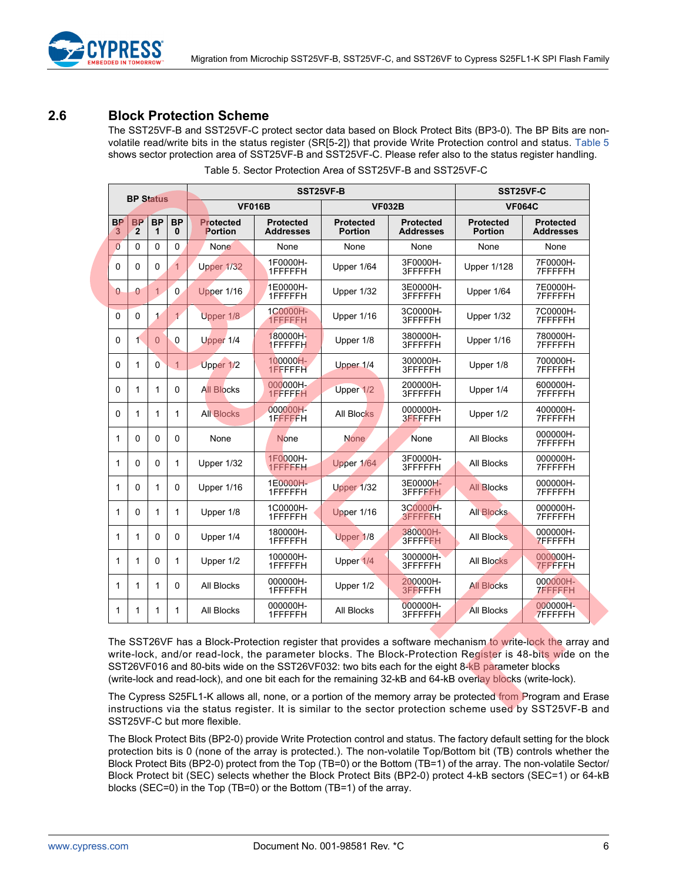## 2.6 Block Protection Scheme

The SST25VF-B and SST25VF-C protect sector data based on Block Protect Bits (BP3-0). The BP Bits are non-volatile read/write bits in the status register (SR[5-2]) that provide Write Protection control and status. Table 5 shows sector protection area of SST25VF-B and SST25VF-C. Please refer also to the status register handling.

Table 5. Sector Protection Area of SST25VF-B and SST25VF-C

| BP Status | | | | SST25VF-B | | | | SST25VF-C | |
|---|---|---|---|---|---|---|---|---|---|
| | | | | VF016B | | VF032B | | VF064C | |
| BP 3 | BP 2 | BP 1 | BP 0 | Protected Portion | Protected Addresses | Protected Portion | Protected Addresses | Protected Portion | Protected Addresses |
| 0 | 0 | 0 | 0 | None | None | None | None | None | None |
| 0 | 0 | 0 | 1 | Upper 1/32 | 1F0000H-1FFFFFH | Upper 1/64 | 3F0000H-3FFFFFH | Upper 1/128 | 7F0000H-7FFFFFH |
| 0 | 0 | 1 | 0 | Upper 1/16 | 1E0000H-1FFFFFH | Upper 1/32 | 3E0000H-3FFFFFH | Upper 1/64 | 7E0000H-7FFFFFH |
| 0 | 0 | 1 | 1 | Upper 1/8 | 1C0000H-1FFFFFH | Upper 1/16 | 3C0000H-3FFFFFH | Upper 1/32 | 7C0000H-7FFFFFH |
| 0 | 1 | 0 | 0 | Upper 1/4 | 180000H-1FFFFFH | Upper 1/8 | 380000H-3FFFFFH | Upper 1/16 | 780000H-7FFFFFH |
| 0 | 1 | 0 | 1 | Upper 1/2 | 100000H-1FFFFFH | Upper 1/4 | 300000H-3FFFFFH | Upper 1/8 | 700000H-7FFFFFH |
| 0 | 1 | 1 | 0 | All Blocks | 000000H-1FFFFFH | Upper 1/2 | 200000H-3FFFFFH | Upper 1/4 | 600000H-7FFFFFH |
| 0 | 1 | 1 | 1 | All Blocks | 000000H-1FFFFFH | All Blocks | 000000H-3FFFFFH | Upper 1/2 | 400000H-7FFFFFH |
| 1 | 0 | 0 | 0 | None | None | None | None | All Blocks | 000000H-7FFFFFH |
| 1 | 0 | 0 | 1 | Upper 1/32 | 1F0000H-1FFFFFH | Upper 1/64 | 3F0000H-3FFFFFH | All Blocks | 000000H-7FFFFFH |
| 1 | 0 | 1 | 0 | Upper 1/16 | 1E0000H-1FFFFFH | Upper 1/32 | 3E0000H-3FFFFFH | All Blocks | 000000H-7FFFFFH |
| 1 | 0 | 1 | 1 | Upper 1/8 | 1C0000H-1FFFFFH | Upper 1/16 | 3C0000H-3FFFFFH | All Blocks | 000000H-7FFFFFH |
| 1 | 1 | 0 | 0 | Upper 1/4 | 180000H-1FFFFFH | Upper 1/8 | 380000H-3FFFFFH | All Blocks | 000000H-7FFFFFH |
| 1 | 1 | 0 | 1 | Upper 1/2 | 100000H-1FFFFFH | Upper 1/4 | 300000H-3FFFFFH | All Blocks | 000000H-7FFFFFH |
| 1 | 1 | 1 | 0 | All Blocks | 000000H-1FFFFFH | Upper 1/2 | 200000H-3FFFFFH | All Blocks | 000000H-7FFFFFH |
| 1 | 1 | 1 | 1 | All Blocks | 000000H-1FFFFFH | All Blocks | 000000H-3FFFFFH | All Blocks | 000000H-7FFFFFH |

The SST26VF has a Block-Protection register that provides a software mechanism to write-lock the array and write-lock, and/or read-lock, the parameter blocks. The Block-Protection Register is 48-bits wide on the SST26VF016 and 80-bits wide on the SST26VF032: two bits each for the eight 8-kB parameter blocks (write-lock and read-lock), and one bit each for the remaining 32-kB and 64-kB overlay blocks (write-lock).

The Cypress S25FL1-K allows all, none, or a portion of the memory array be protected from Program and Erase instructions via the status register. It is similar to the sector protection scheme used by SST25VF-B and SST25VF-C but more flexible.

The Block Protect Bits (BP2-0) provide Write Protection control and status. The factory default setting for the block protection bits is 0 (none of the array is protected.). The non-volatile Top/Bottom bit (TB) controls whether the Block Protect Bits (BP2-0) protect from the Top (TB=0) or the Bottom (TB=1) of the array. The non-volatile Sector/Block Protect bit (SEC) selects whether the Block Protect Bits (BP2-0) protect 4-kB sectors (SEC=1) or 64-kB blocks (SEC=0) in the Top (TB=0) or the Bottom (TB=1) of the array.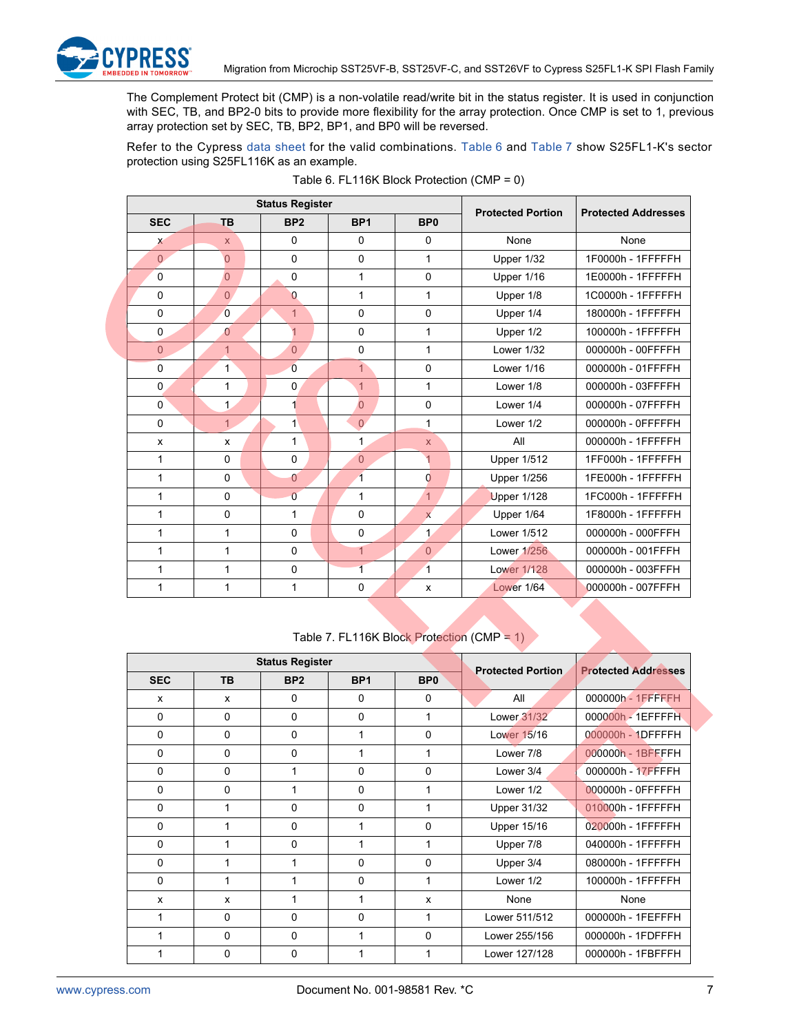The Complement Protect bit (CMP) is a non-volatile read/write bit in the status register. It is used in conjunction with SEC, TB, and BP2-0 bits to provide more flexibility for the array protection. Once CMP is set to 1, previous array protection set by SEC, TB, BP2, BP1, and BP0 will be reversed.

Refer to the Cypress data sheet for the valid combinations. Table 6 and Table 7 show S25FL1-K's sector protection using S25FL116K as an example.

Table 6. FL116K Block Protection (CMP = 0)

| Status Register | | | | | Protected Portion | Protected Addresses |
|---|---|---|---|---|---|---|
| SEC | TB | BP2 | BP1 | BP0 | | |
| x | x | 0 | 0 | 0 | None | None |
| 0 | 0 | 0 | 0 | 1 | Upper 1/32 | 1F0000h - 1FFFFFH |
| 0 | 0 | 0 | 1 | 0 | Upper 1/16 | 1E0000h - 1FFFFFH |
| 0 | 0 | 0 | 1 | 1 | Upper 1/8 | 1C0000h - 1FFFFFH |
| 0 | 0 | 1 | 0 | 0 | Upper 1/4 | 180000h - 1FFFFFH |
| 0 | 0 | 1 | 0 | 1 | Upper 1/2 | 100000h - 1FFFFFH |
| 0 | 1 | 0 | 0 | 1 | Lower 1/32 | 000000h - 00FFFFH |
| 0 | 1 | 0 | 1 | 0 | Lower 1/16 | 000000h - 01FFFFH |
| 0 | 1 | 0 | 1 | 1 | Lower 1/8 | 000000h - 03FFFFH |
| 0 | 1 | 1 | 0 | 0 | Lower 1/4 | 000000h - 07FFFFH |
| 0 | 1 | 1 | 0 | 1 | Lower 1/2 | 000000h - 0FFFFFH |
| x | x | 1 | 1 | x | All | 000000h - 1FFFFFH |
| 1 | 0 | 0 | 0 | 1 | Upper 1/512 | 1FF000h - 1FFFFFH |
| 1 | 0 | 0 | 1 | 0 | Upper 1/256 | 1FE000h - 1FFFFFH |
| 1 | 0 | 0 | 1 | 1 | Upper 1/128 | 1FC000h - 1FFFFFH |
| 1 | 0 | 1 | 0 | x | Upper 1/64 | 1F8000h - 1FFFFFH |
| 1 | 1 | 0 | 0 | 1 | Lower 1/512 | 000000h - 000FFFH |
| 1 | 1 | 0 | 1 | 0 | Lower 1/256 | 000000h - 001FFFH |
| 1 | 1 | 0 | 1 | 1 | Lower 1/128 | 000000h - 003FFFH |
| 1 | 1 | 1 | 0 | x | Lower 1/64 | 000000h - 007FFFH |

Table 7. FL116K Block Protection (CMP = 1)

| Status Register | | | | | Protected Portion | Protected Addresses |
|---|---|---|---|---|---|---|
| SEC | TB | BP2 | BP1 | BP0 | | |
| x | x | 0 | 0 | 0 | All | 000000h - 1FFFFFH |
| 0 | 0 | 0 | 0 | 1 | Lower 31/32 | 000000h - 1EFFFFH |
| 0 | 0 | 0 | 1 | 0 | Lower 15/16 | 000000h - 1DFFFFH |
| 0 | 0 | 0 | 1 | 1 | Lower 7/8 | 000000h - 1BFFFFH |
| 0 | 0 | 1 | 0 | 0 | Lower 3/4 | 000000h - 17FFFFH |
| 0 | 0 | 1 | 0 | 1 | Lower 1/2 | 000000h - 0FFFFFH |
| 0 | 1 | 0 | 0 | 1 | Upper 31/32 | 010000h - 1FFFFFH |
| 0 | 1 | 0 | 1 | 0 | Upper 15/16 | 020000h - 1FFFFFH |
| 0 | 1 | 0 | 1 | 1 | Upper 7/8 | 040000h - 1FFFFFH |
| 0 | 1 | 1 | 0 | 0 | Upper 3/4 | 080000h - 1FFFFFH |
| 0 | 1 | 1 | 0 | 1 | Lower 1/2 | 100000h - 1FFFFFH |
| x | x | 1 | 1 | x | None | None |
| 1 | 0 | 0 | 0 | 1 | Lower 511/512 | 000000h - 1FEFFFH |
| 1 | 0 | 0 | 1 | 0 | Lower 255/156 | 000000h - 1FDFFFH |
| 1 | 0 | 0 | 1 | 1 | Lower 127/128 | 000000h - 1FBFFFH |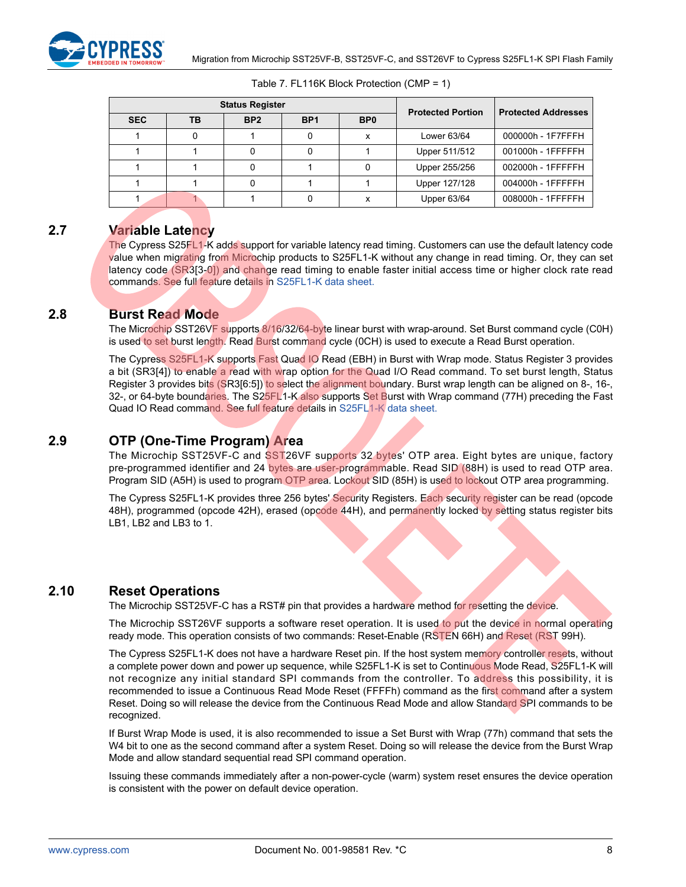Table 7. FL116K Block Protection (CMP = 1)

| Status Register | | | | | Protected Portion | Protected Addresses |
|---|---|---|---|---|---|---|
| SEC | TB | BP2 | BP1 | BP0 | | |
| 1 | 0 | 1 | 0 | x | Lower 63/64 | 000000h - 1F7FFFH |
| 1 | 1 | 0 | 0 | 1 | Upper 511/512 | 001000h - 1FFFFFH |
| 1 | 1 | 0 | 1 | 0 | Upper 255/256 | 002000h - 1FFFFFH |
| 1 | 1 | 0 | 1 | 1 | Upper 127/128 | 004000h - 1FFFFFH |
| 1 | 1 | 1 | 0 | x | Upper 63/64 | 008000h - 1FFFFFH |

## 2.7 Variable Latency

The Cypress S25FL1-K adds support for variable latency read timing. Customers can use the default latency code value when migrating from Microchip products to S25FL1-K without any change in read timing. Or, they can set latency code (SR3[3-0]) and change read timing to enable faster initial access time or higher clock rate read commands. See full feature details in S25FL1-K data sheet.

## 2.8 Burst Read Mode

The Microchip SST26VF supports 8/16/32/64-byte linear burst with wrap-around. Set Burst command cycle (C0H) is used to set burst length. Read Burst command cycle (0CH) is used to execute a Read Burst operation.

The Cypress S25FL1-K supports Fast Quad IO Read (EBH) in Burst with Wrap mode. Status Register 3 provides a bit (SR3[4]) to enable a read with wrap option for the Quad I/O Read command. To set burst length, Status Register 3 provides bits (SR3[6:5]) to select the alignment boundary. Burst wrap length can be aligned on 8-, 16-, 32-, or 64-byte boundaries. The S25FL1-K also supports Set Burst with Wrap command (77H) preceding the Fast Quad IO Read command. See full feature details in S25FL1-K data sheet.

## 2.9 OTP (One-Time Program) Area

The Microchip SST25VF-C and SST26VF supports 32 bytes' OTP area. Eight bytes are unique, factory pre-programmed identifier and 24 bytes are user-programmable. Read SID (88H) is used to read OTP area. Program SID (A5H) is used to program OTP area. Lockout SID (85H) is used to lockout OTP area programming.

The Cypress S25FL1-K provides three 256 bytes' Security Registers. Each security register can be read (opcode 48H), programmed (opcode 42H), erased (opcode 44H), and permanently locked by setting status register bits LB1, LB2 and LB3 to 1.

## 2.10 Reset Operations

The Microchip SST25VF-C has a RST# pin that provides a hardware method for resetting the device.

The Microchip SST26VF supports a software reset operation. It is used to put the device in normal operating ready mode. This operation consists of two commands: Reset-Enable (RSTEN 66H) and Reset (RST 99H).

The Cypress S25FL1-K does not have a hardware Reset pin. If the host system memory controller resets, without a complete power down and power up sequence, while S25FL1-K is set to Continuous Mode Read, S25FL1-K will not recognize any initial standard SPI commands from the controller. To address this possibility, it is recommended to issue a Continuous Read Mode Reset (FFFFh) command as the first command after a system Reset. Doing so will release the device from the Continuous Read Mode and allow Standard SPI commands to be recognized.

If Burst Wrap Mode is used, it is also recommended to issue a Set Burst with Wrap (77h) command that sets the W4 bit to one as the second command after a system Reset. Doing so will release the device from the Burst Wrap Mode and allow standard sequential read SPI command operation.

Issuing these commands immediately after a non-power-cycle (warm) system reset ensures the device operation is consistent with the power on default device operation.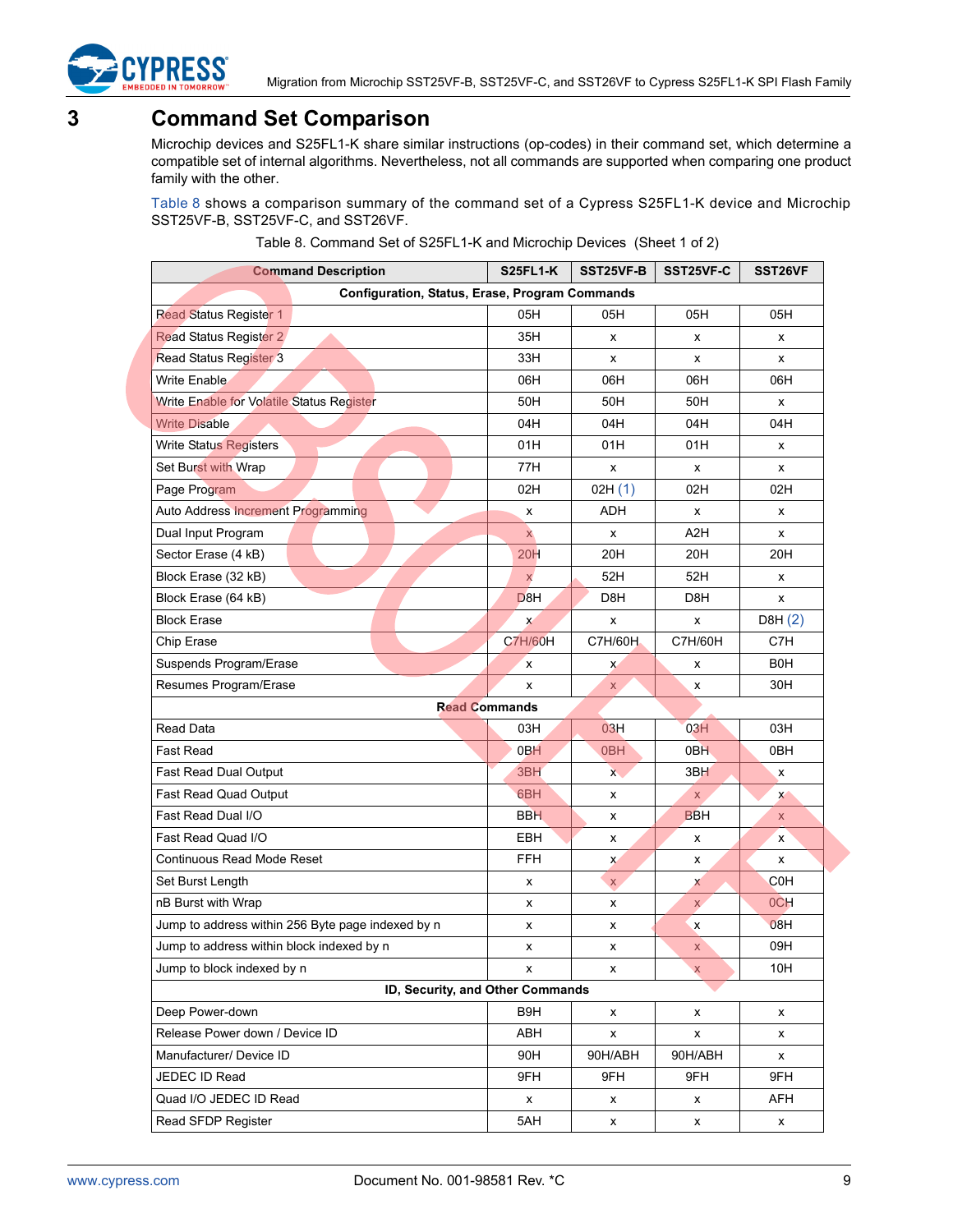# 3 Command Set Comparison

Microchip devices and S25FL1-K share similar instructions (op-codes) in their command set, which determine a compatible set of internal algorithms. Nevertheless, not all commands are supported when comparing one product family with the other.

Table 8 shows a comparison summary of the command set of a Cypress S25FL1-K device and Microchip SST25VF-B, SST25VF-C, and SST26VF.

Table 8. Command Set of S25FL1-K and Microchip Devices (Sheet 1 of 2)

| Command Description | S25FL1-K | SST25VF-B | SST25VF-C | SST26VF |
|---|---|---|---|---|
| **Configuration, Status, Erase, Program Commands** | | | | |
| Read Status Register 1 | 05H | 05H | 05H | 05H |
| Read Status Register 2 | 35H | x | x | x |
| Read Status Register 3 | 33H | x | x | x |
| Write Enable | 06H | 06H | 06H | 06H |
| Write Enable for Volatile Status Register | 50H | 50H | 50H | x |
| Write Disable | 04H | 04H | 04H | 04H |
| Write Status Registers | 01H | 01H | 01H | x |
| Set Burst with Wrap | 77H | x | x | x |
| Page Program | 02H | 02H (1) | 02H | 02H |
| Auto Address Increment Programming | x | ADH | x | x |
| Dual Input Program | x | x | A2H | x |
| Sector Erase (4 kB) | 20H | 20H | 20H | 20H |
| Block Erase (32 kB) | x | 52H | 52H | x |
| Block Erase (64 kB) | D8H | D8H | D8H | x |
| Block Erase | x | x | x | D8H (2) |
| Chip Erase | C7H/60H | C7H/60H | C7H/60H | C7H |
| Suspends Program/Erase | x | x | x | B0H |
| Resumes Program/Erase | x | x | x | 30H |
| **Read Commands** | | | | |
| Read Data | 03H | 03H | 03H | 03H |
| Fast Read | 0BH | 0BH | 0BH | 0BH |
| Fast Read Dual Output | 3BH | x | 3BH | x |
| Fast Read Quad Output | 6BH | x | x | x |
| Fast Read Dual I/O | BBH | x | BBH | x |
| Fast Read Quad I/O | EBH | x | x | x |
| Continuous Read Mode Reset | FFH | x | x | x |
| Set Burst Length | x | x | x | C0H |
| nB Burst with Wrap | x | x | x | 0CH |
| Jump to address within 256 Byte page indexed by n | x | x | x | 08H |
| Jump to address within block indexed by n | x | x | x | 09H |
| Jump to block indexed by n | x | x | x | 10H |
| **ID, Security, and Other Commands** | | | | |
| Deep Power-down | B9H | x | x | x |
| Release Power down / Device ID | ABH | x | x | x |
| Manufacturer/ Device ID | 90H | 90H/ABH | 90H/ABH | x |
| JEDEC ID Read | 9FH | 9FH | 9FH | 9FH |
| Quad I/O JEDEC ID Read | x | x | x | AFH |
| Read SFDP Register | 5AH | x | x | x |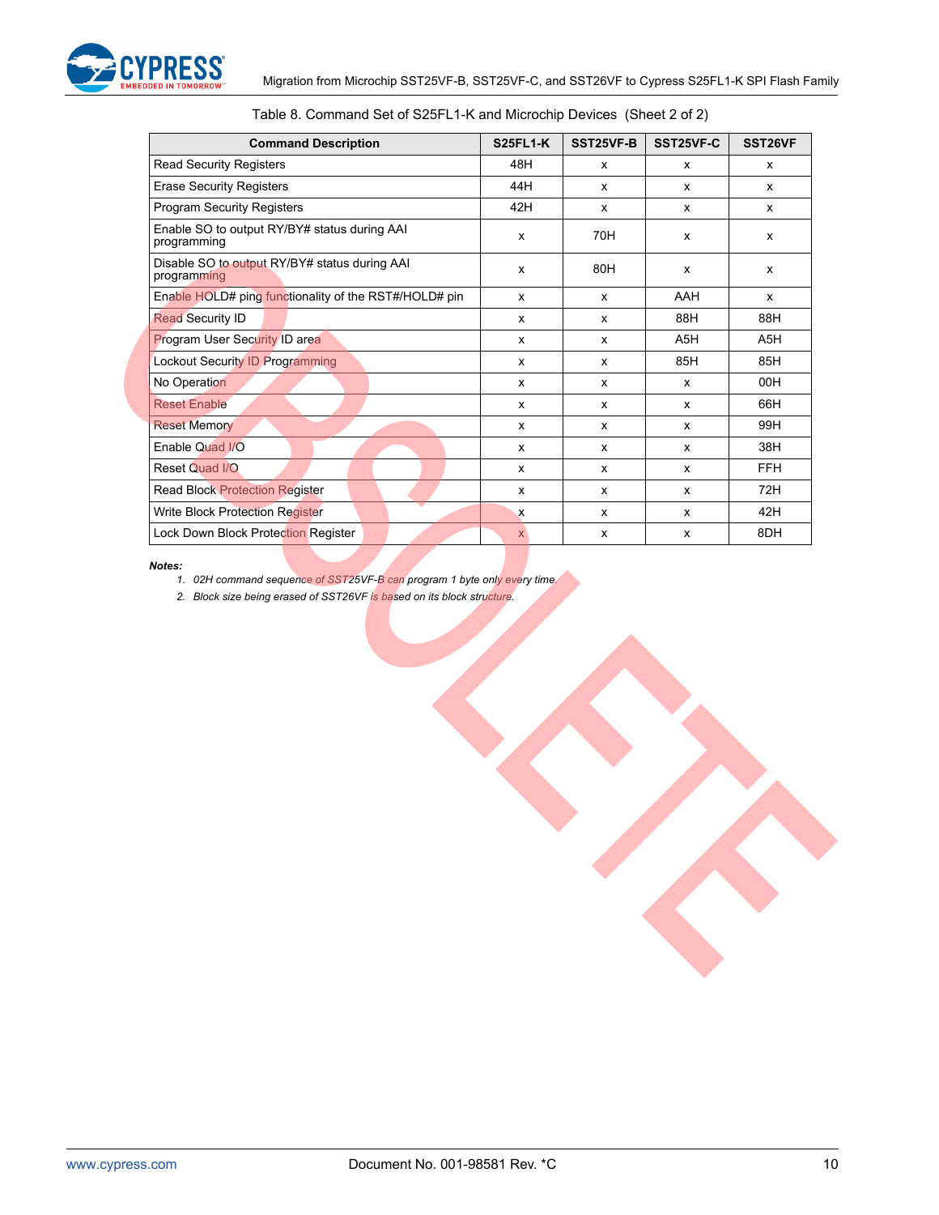Table 8. Command Set of S25FL1-K and Microchip Devices (Sheet 2 of 2)

| Command Description | S25FL1-K | SST25VF-B | SST25VF-C | SST26VF |
|---|---|---|---|---|
| Read Security Registers | 48H | x | x | x |
| Erase Security Registers | 44H | x | x | x |
| Program Security Registers | 42H | x | x | x |
| Enable SO to output RY/BY# status during AAI programming | x | 70H | x | x |
| Disable SO to output RY/BY# status during AAI programming | x | 80H | x | x |
| Enable HOLD# ping functionality of the RST#/HOLD# pin | x | x | AAH | x |
| Read Security ID | x | x | 88H | 88H |
| Program User Security ID area | x | x | A5H | A5H |
| Lockout Security ID Programming | x | x | 85H | 85H |
| No Operation | x | x | x | 00H |
| Reset Enable | x | x | x | 66H |
| Reset Memory | x | x | x | 99H |
| Enable Quad I/O | x | x | x | 38H |
| Reset Quad I/O | x | x | x | FFH |
| Read Block Protection Register | x | x | x | 72H |
| Write Block Protection Register | x | x | x | 42H |
| Lock Down Block Protection Register | x | x | x | 8DH |

***Notes:***

1. *02H command sequence of SST25VF-B can program 1 byte only every time.*
2. *Block size being erased of SST26VF is based on its block structure.*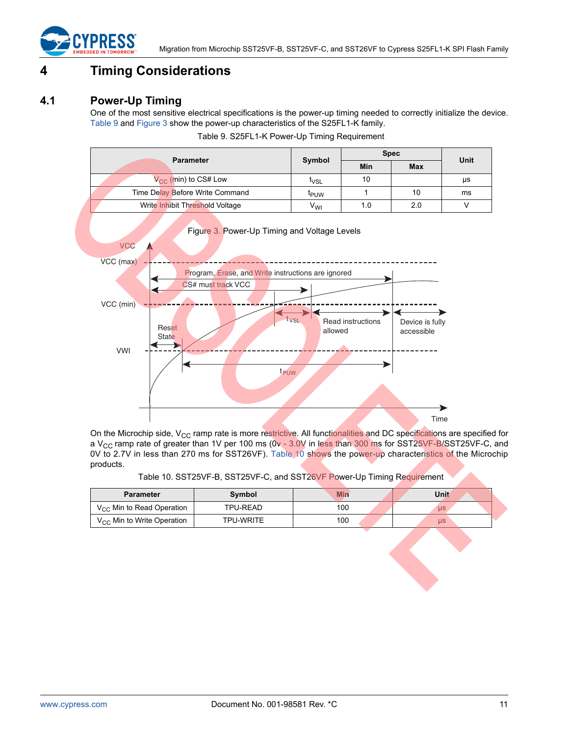# 4 Timing Considerations

## 4.1 Power-Up Timing

One of the most sensitive electrical specifications is the power-up timing needed to correctly initialize the device. Table 9 and Figure 3 show the power-up characteristics of the S25FL1-K family.

Table 9. S25FL1-K Power-Up Timing Requirement

| Parameter | Symbol | Spec | | Unit |
|---|---|---|---|---|
| | | Min | Max | |
| $V_{CC}$ (min) to CS# Low | $t_{VSL}$ | 10 | | µs |
| Time Delay Before Write Command | $t_{PUW}$ | 1 | 10 | ms |
| Write Inhibit Threshold Voltage | $V_{WI}$ | 1.0 | 2.0 | V |

Figure 3. Power-Up Timing and Voltage Levels

On the Microchip side, $V_{CC}$ ramp rate is more restrictive. All functionalities and DC specifications are specified for a $V_{CC}$ ramp rate of greater than 1V per 100 ms (0v - 3.0V in less than 300 ms for SST25VF-B/SST25VF-C, and 0V to 2.7V in less than 270 ms for SST26VF). Table 10 shows the power-up characteristics of the Microchip products.

Table 10. SST25VF-B, SST25VF-C, and SST26VF Power-Up Timing Requirement

| Parameter | Symbol | Min | Unit |
|---|---|---|---|
| $V_{CC}$ Min to Read Operation | TPU-READ | 100 | µs |
| $V_{CC}$ Min to Write Operation | TPU-WRITE | 100 | µs |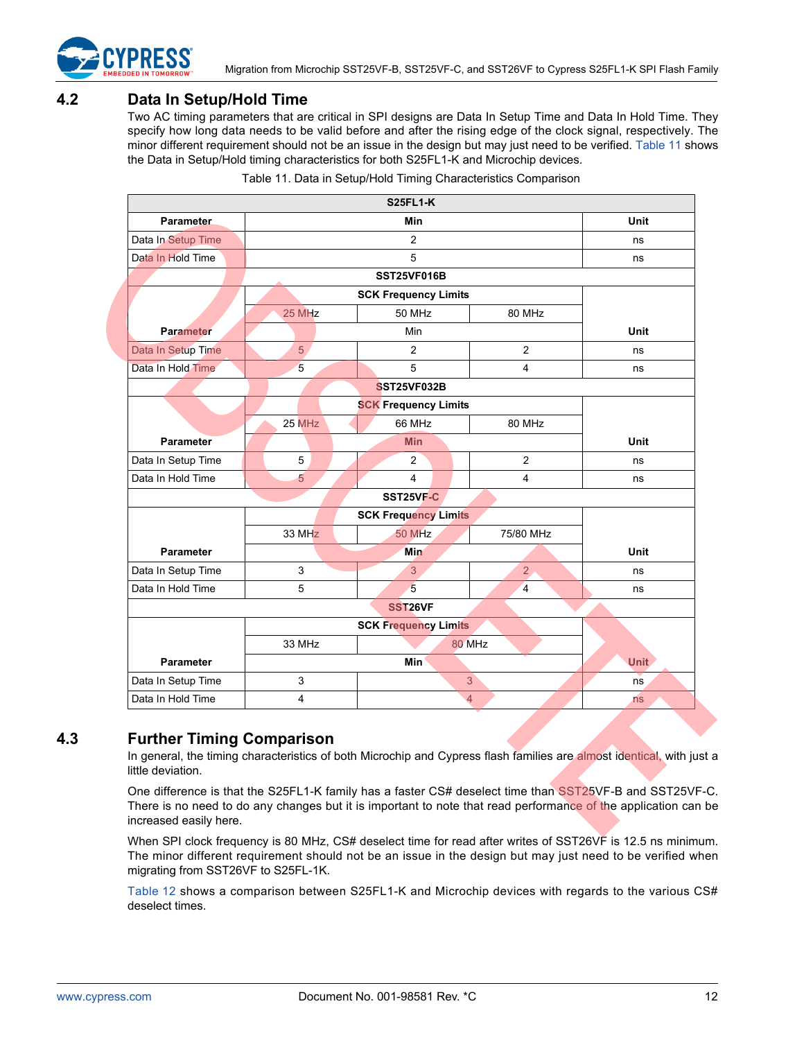## 4.2 Data In Setup/Hold Time

Two AC timing parameters that are critical in SPI designs are Data In Setup Time and Data In Hold Time. They specify how long data needs to be valid before and after the rising edge of the clock signal, respectively. The minor different requirement should not be an issue in the design but may just need to be verified. Table 11 shows the Data in Setup/Hold timing characteristics for both S25FL1-K and Microchip devices.

Table 11. Data in Setup/Hold Timing Characteristics Comparison

| S25FL1-K | | | | |
|---|---|---|---|---|
| **Parameter** | **Min** | | | **Unit** |
| Data In Setup Time | 2 | | | ns |
| Data In Hold Time | 5 | | | ns |
| **SST25VF016B** | | | | |
| **Parameter** | **SCK Frequency Limits** | | | **Unit** |
| | 25 MHz | 50 MHz | 80 MHz | |
| | Min | | | |
| Data In Setup Time | 5 | 2 | 2 | ns |
| Data In Hold Time | 5 | 5 | 4 | ns |
| **SST25VF032B** | | | | |
| **Parameter** | **SCK Frequency Limits** | | | **Unit** |
| | 25 MHz | 66 MHz | 80 MHz | |
| | **Min** | | | |
| Data In Setup Time | 5 | 2 | 2 | ns |
| Data In Hold Time | 5 | 4 | 4 | ns |
| **SST25VF-C** | | | | |
| **Parameter** | **SCK Frequency Limits** | | | **Unit** |
| | 33 MHz | 50 MHz | 75/80 MHz | |
| | **Min** | | | |
| Data In Setup Time | 3 | 3 | 2 | ns |
| Data In Hold Time | 5 | 5 | 4 | ns |
| **SST26VF** | | | | |
| **Parameter** | **SCK Frequency Limits** | | | **Unit** |
| | 33 MHz | 80 MHz | | |
| | **Min** | | | |
| Data In Setup Time | 3 | 3 | | ns |
| Data In Hold Time | 4 | 4 | | ns |

## 4.3 Further Timing Comparison

In general, the timing characteristics of both Microchip and Cypress flash families are almost identical, with just a little deviation.

One difference is that the S25FL1-K family has a faster CS# deselect time than SST25VF-B and SST25VF-C. There is no need to do any changes but it is important to note that read performance of the application can be increased easily here.

When SPI clock frequency is 80 MHz, CS# deselect time for read after writes of SST26VF is 12.5 ns minimum. The minor different requirement should not be an issue in the design but may just need to be verified when migrating from SST26VF to S25FL-1K.

Table 12 shows a comparison between S25FL1-K and Microchip devices with regards to the various CS# deselect times.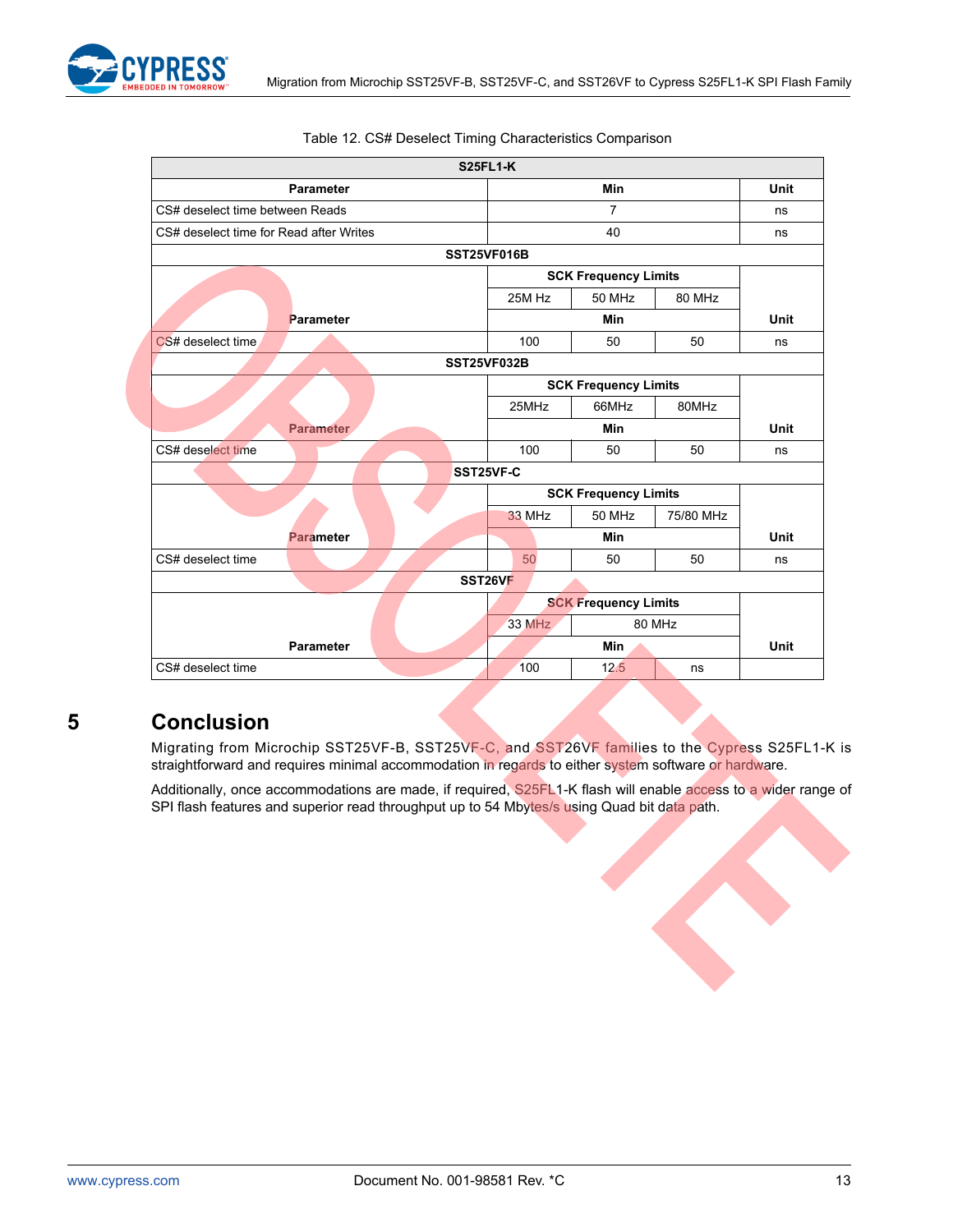Table 12. CS# Deselect Timing Characteristics Comparison

| S25FL1-K | | | | |
|---|---|---|---|---|
| **Parameter** | **Min** | | | **Unit** |
| CS# deselect time between Reads | 7 | | | ns |
| CS# deselect time for Read after Writes | 40 | | | ns |
| **SST25VF016B** | | | | |
| **Parameter** | **SCK Frequency Limits** | | | **Unit** |
| | 25M Hz | 50 MHz | 80 MHz | |
| | **Min** | | | |
| CS# deselect time | 100 | 50 | 50 | ns |
| **SST25VF032B** | | | | |
| **Parameter** | **SCK Frequency Limits** | | | **Unit** |
| | 25MHz | 66MHz | 80MHz | |
| | **Min** | | | |
| CS# deselect time | 100 | 50 | 50 | ns |
| **SST25VF-C** | | | | |
| **Parameter** | **SCK Frequency Limits** | | | **Unit** |
| | 33 MHz | 50 MHz | 75/80 MHz | |
| | **Min** | | | |
| CS# deselect time | 50 | 50 | 50 | ns |
| **SST26VF** | | | | |
| **Parameter** | **SCK Frequency Limits** | | | **Unit** |
| | 33 MHz | 80 MHz | | |
| | **Min** | | | |
| CS# deselect time | 100 | 12.5 | ns | |

## 5 Conclusion

Migrating from Microchip SST25VF-B, SST25VF-C, and SST26VF families to the Cypress S25FL1-K is straightforward and requires minimal accommodation in regards to either system software or hardware.

Additionally, once accommodations are made, if required, S25FL1-K flash will enable access to a wider range of SPI flash features and superior read throughput up to 54 Mbytes/s using Quad bit data path.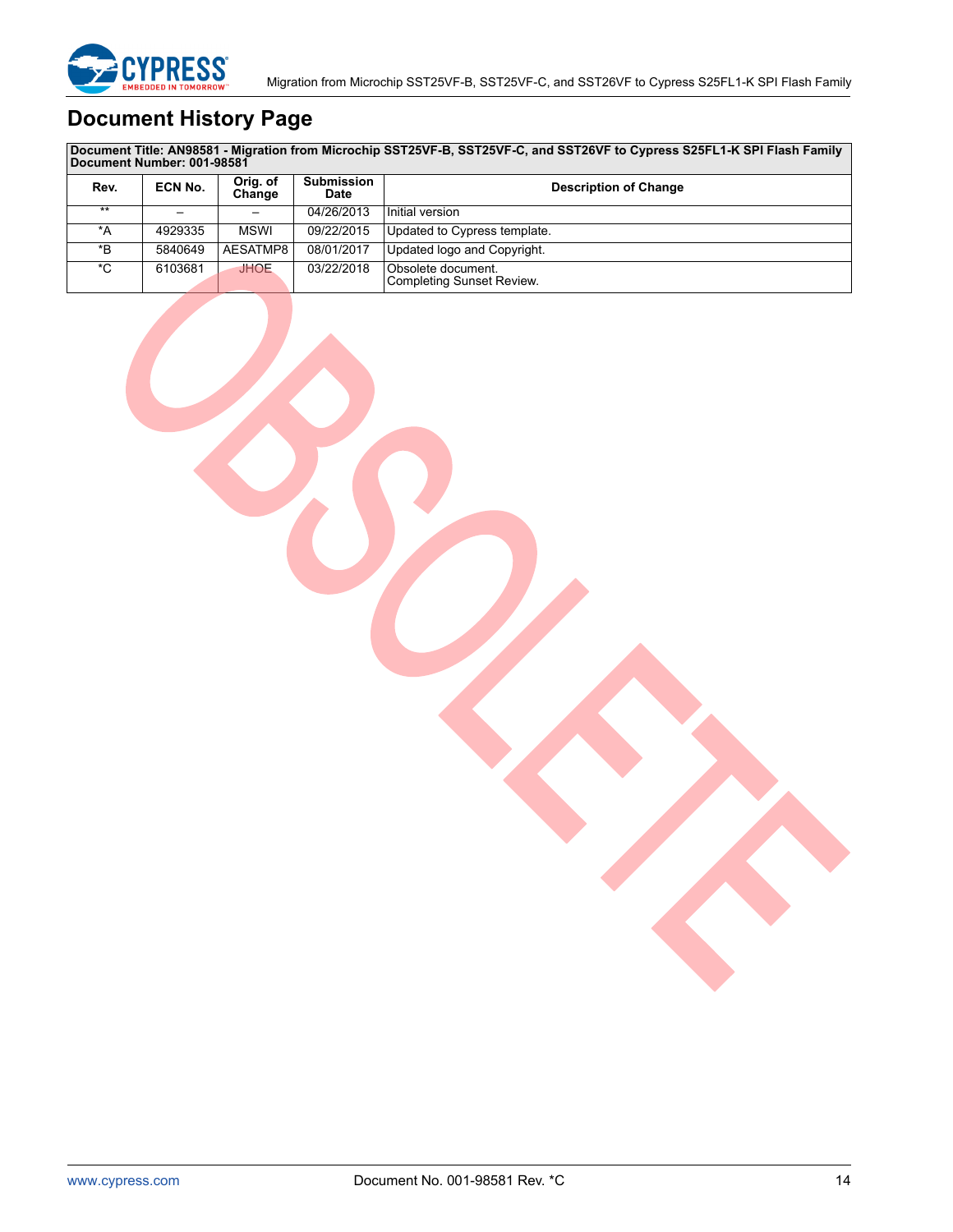# Document History Page

| Document Title: AN98581 - Migration from Microchip SST25VF-B, SST25VF-C, and SST26VF to Cypress S25FL1-K SPI Flash Family<br>Document Number: 001-98581 | | | | |
|---|---|---|---|---|
| **Rev.** | **ECN No.** | **Orig. of Change** | **Submission Date** | **Description of Change** |
| ** | – | – | 04/26/2013 | Initial version |
| *A | 4929335 | MSWI | 09/22/2015 | Updated to Cypress template. |
| *B | 5840649 | AESATMP8 | 08/01/2017 | Updated logo and Copyright. |
| *C | 6103681 | JHOE | 03/22/2018 | Obsolete document.<br>Completing Sunset Review. |

OBSOLETE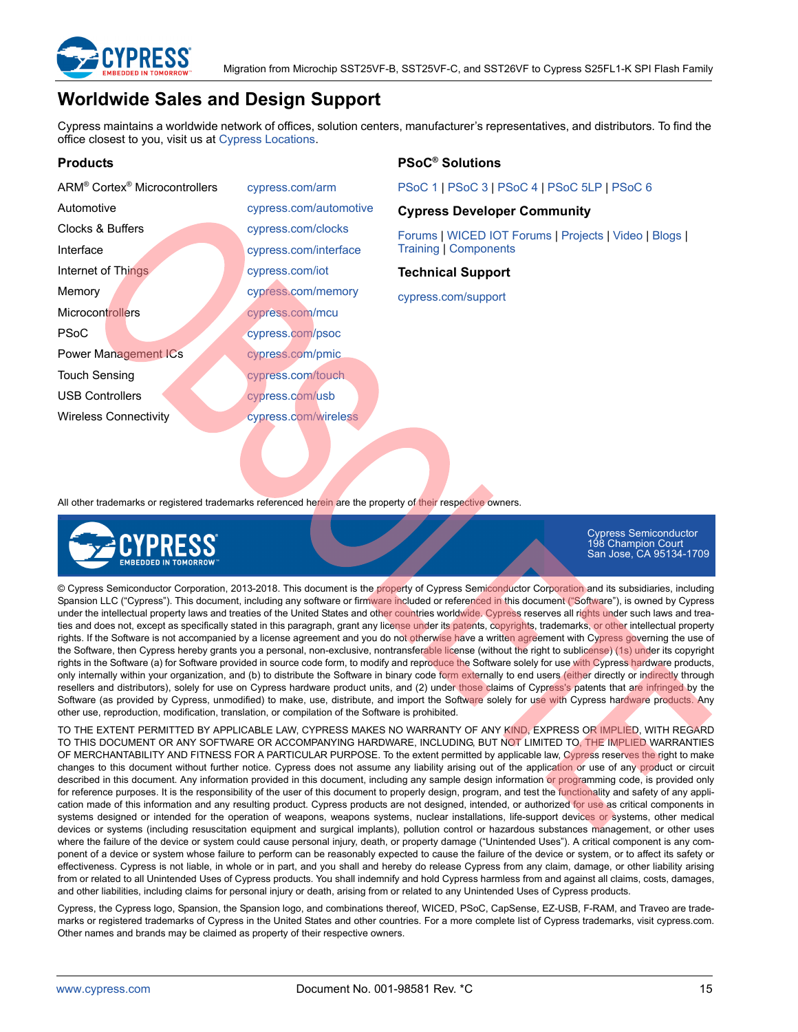# Worldwide Sales and Design Support

Cypress maintains a worldwide network of offices, solution centers, manufacturer's representatives, and distributors. To find the office closest to you, visit us at Cypress Locations.

## Products

| | |
|---|---|
| ARM® Cortex® Microcontrollers | cypress.com/arm |
| Automotive | cypress.com/automotive |
| Clocks & Buffers | cypress.com/clocks |
| Interface | cypress.com/interface |
| Internet of Things | cypress.com/iot |
| Memory | cypress.com/memory |
| Microcontrollers | cypress.com/mcu |
| PSoC | cypress.com/psoc |
| Power Management ICs | cypress.com/pmic |
| Touch Sensing | cypress.com/touch |
| USB Controllers | cypress.com/usb |
| Wireless Connectivity | cypress.com/wireless |

## PSoC® Solutions

PSoC 1 | PSoC 3 | PSoC 4 | PSoC 5LP | PSoC 6

## Cypress Developer Community

Forums | WICED IOT Forums | Projects | Video | Blogs | Training | Components

## Technical Support

cypress.com/support

All other trademarks or registered trademarks referenced herein are the property of their respective owners.

Cypress Semiconductor
198 Champion Court
San Jose, CA 95134-1709

© Cypress Semiconductor Corporation, 2013-2018. This document is the property of Cypress Semiconductor Corporation and its subsidiaries, including Spansion LLC ("Cypress"). This document, including any software or firmware included or referenced in this document ("Software"), is owned by Cypress under the intellectual property laws and treaties of the United States and other countries worldwide. Cypress reserves all rights under such laws and treaties and does not, except as specifically stated in this paragraph, grant any license under its patents, copyrights, trademarks, or other intellectual property rights. If the Software is not accompanied by a license agreement and you do not otherwise have a written agreement with Cypress governing the use of the Software, then Cypress hereby grants you a personal, non-exclusive, nontransferable license (without the right to sublicense) (1s) under its copyright rights in the Software (a) for Software provided in source code form, to modify and reproduce the Software solely for use with Cypress hardware products, only internally within your organization, and (b) to distribute the Software in binary code form externally to end users (either directly or indirectly through resellers and distributors), solely for use on Cypress hardware product units, and (2) under those claims of Cypress's patents that are infringed by the Software (as provided by Cypress, unmodified) to make, use, distribute, and import the Software solely for use with Cypress hardware products. Any other use, reproduction, modification, translation, or compilation of the Software is prohibited.

TO THE EXTENT PERMITTED BY APPLICABLE LAW, CYPRESS MAKES NO WARRANTY OF ANY KIND, EXPRESS OR IMPLIED, WITH REGARD TO THIS DOCUMENT OR ANY SOFTWARE OR ACCOMPANYING HARDWARE, INCLUDING, BUT NOT LIMITED TO, THE IMPLIED WARRANTIES OF MERCHANTABILITY AND FITNESS FOR A PARTICULAR PURPOSE. To the extent permitted by applicable law, Cypress reserves the right to make changes to this document without further notice. Cypress does not assume any liability arising out of the application or use of any product or circuit described in this document. Any information provided in this document, including any sample design information or programming code, is provided only for reference purposes. It is the responsibility of the user of this document to properly design, program, and test the functionality and safety of any application made of this information and any resulting product. Cypress products are not designed, intended, or authorized for use as critical components in systems designed or intended for the operation of weapons, weapons systems, nuclear installations, life-support devices or systems, other medical devices or systems (including resuscitation equipment and surgical implants), pollution control or hazardous substances management, or other uses where the failure of the device or system could cause personal injury, death, or property damage ("Unintended Uses"). A critical component is any component of a device or system whose failure to perform can be reasonably expected to cause the failure of the device or system, or to affect its safety or effectiveness. Cypress is not liable, in whole or in part, and you shall and hereby do release Cypress from any claim, damage, or other liability arising from or related to all Unintended Uses of Cypress products. You shall indemnify and hold Cypress harmless from and against all claims, costs, damages, and other liabilities, including claims for personal injury or death, arising from or related to any Unintended Uses of Cypress products.

Cypress, the Cypress logo, Spansion, the Spansion logo, and combinations thereof, WICED, PSoC, CapSense, EZ-USB, F-RAM, and Traveo are trademarks or registered trademarks of Cypress in the United States and other countries. For a more complete list of Cypress trademarks, visit cypress.com. Other names and brands may be claimed as property of their respective owners.

Document No. 001-98581 Rev. *C